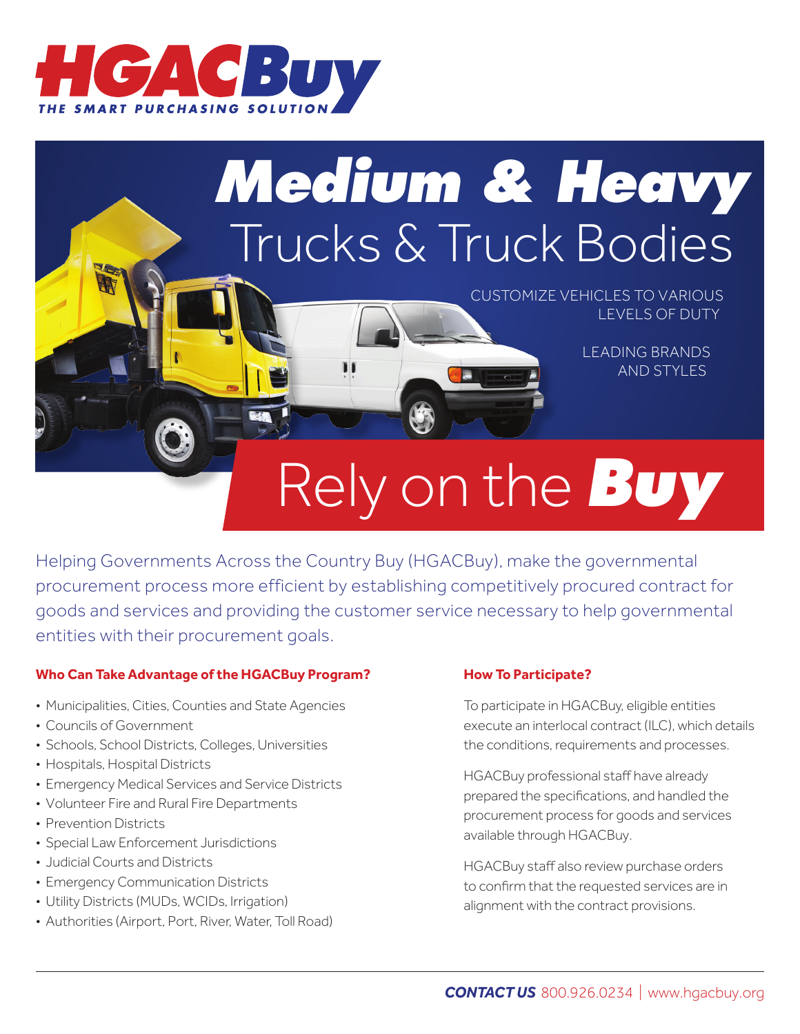# HGACBuy

THE SMART PURCHASING SOLUTION

# *Medium & Heavy* Trucks & Truck Bodies

CUSTOMIZE VEHICLES TO VARIOUS LEVELS OF DUTY

LEADING BRANDS AND STYLES

## Rely on the ***Buy***

Helping Governments Across the Country Buy (HGACBuy), make the governmental procurement process more efficient by establishing competitively procured contract for goods and services and providing the customer service necessary to help governmental entities with their procurement goals.

### Who Can Take Advantage of the HGACBuy Program?

- Municipalities, Cities, Counties and State Agencies
- Councils of Government
- Schools, School Districts, Colleges, Universities
- Hospitals, Hospital Districts
- Emergency Medical Services and Service Districts
- Volunteer Fire and Rural Fire Departments
- Prevention Districts
- Special Law Enforcement Jurisdictions
- Judicial Courts and Districts
- Emergency Communication Districts
- Utility Districts (MUDs, WCIDs, Irrigation)
- Authorities (Airport, Port, River, Water, Toll Road)

### How To Participate?

To participate in HGACBuy, eligible entities execute an interlocal contract (ILC), which details the conditions, requirements and processes.

HGACBuy professional staff have already prepared the specifications, and handled the procurement process for goods and services available through HGACBuy.

HGACBuy staff also review purchase orders to confirm that the requested services are in alignment with the contract provisions.

***CONTACT US*** 800.926.0234 | www.hgacbuy.org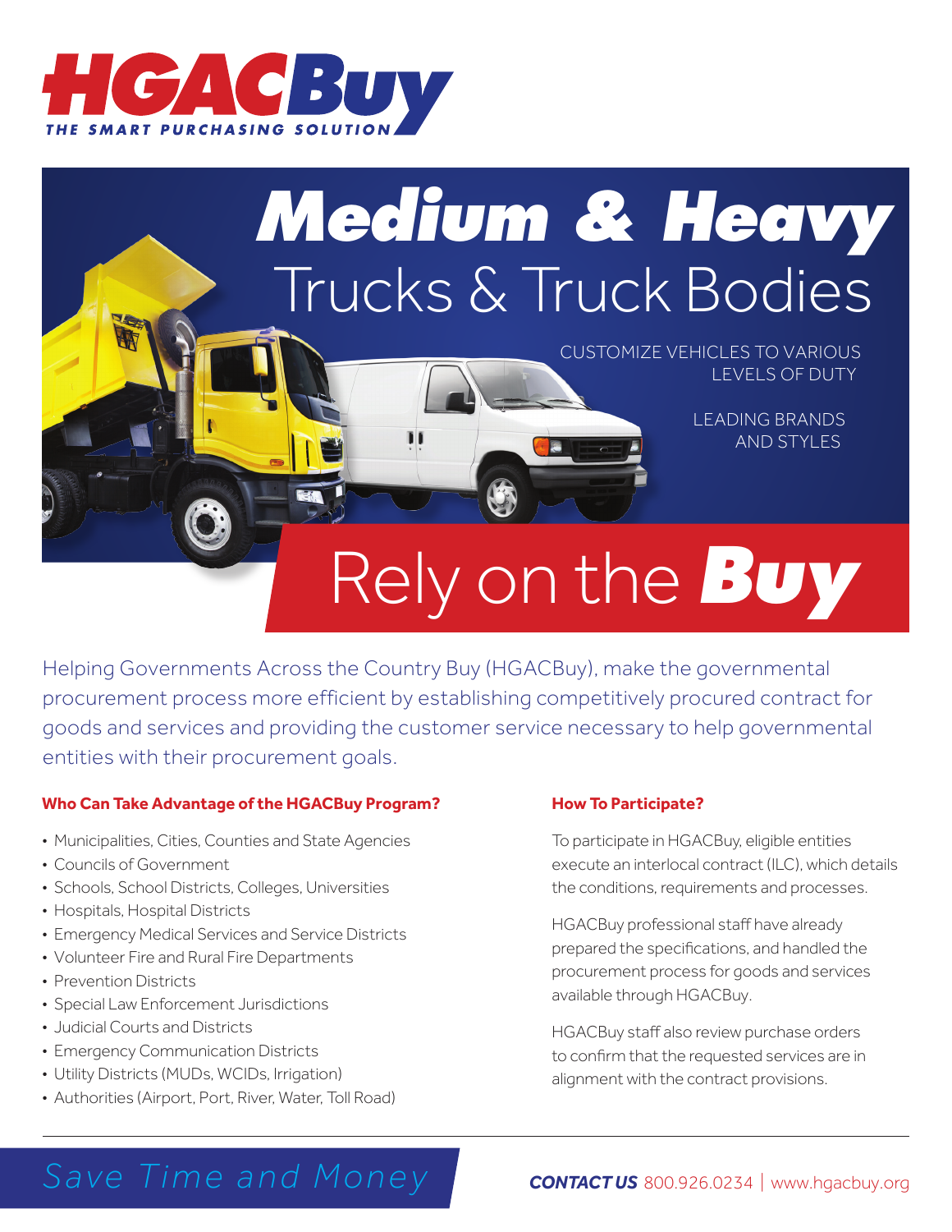# HGACBuy

THE SMART PURCHASING SOLUTION

# Medium & Heavy Trucks & Truck Bodies

CUSTOMIZE VEHICLES TO VARIOUS LEVELS OF DUTY

LEADING BRANDS AND STYLES

## Rely on the Buy

Helping Governments Across the Country Buy (HGACBuy), make the governmental procurement process more efficient by establishing competitively procured contract for goods and services and providing the customer service necessary to help governmental entities with their procurement goals.

### Who Can Take Advantage of the HGACBuy Program?

- Municipalities, Cities, Counties and State Agencies
- Councils of Government
- Schools, School Districts, Colleges, Universities
- Hospitals, Hospital Districts
- Emergency Medical Services and Service Districts
- Volunteer Fire and Rural Fire Departments
- Prevention Districts
- Special Law Enforcement Jurisdictions
- Judicial Courts and Districts
- Emergency Communication Districts
- Utility Districts (MUDs, WCIDs, Irrigation)
- Authorities (Airport, Port, River, Water, Toll Road)

### How To Participate?

To participate in HGACBuy, eligible entities execute an interlocal contract (ILC), which details the conditions, requirements and processes.

HGACBuy professional staff have already prepared the specifications, and handled the procurement process for goods and services available through HGACBuy.

HGACBuy staff also review purchase orders to confirm that the requested services are in alignment with the contract provisions.

*Save Time and Money*

***CONTACT US*** 800.926.0234 | www.hgacbuy.org